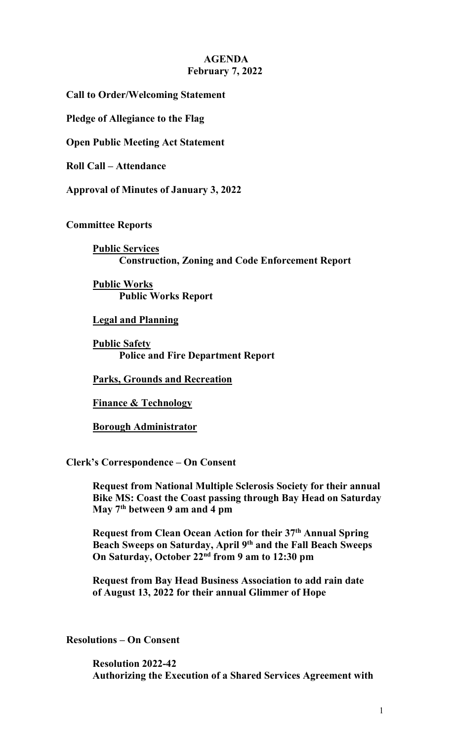# AGENDA
## February 7, 2022

**Call to Order/Welcoming Statement**

**Pledge of Allegiance to the Flag**

**Open Public Meeting Act Statement**

**Roll Call – Attendance**

**Approval of Minutes of January 3, 2022**

**Committee Reports**

**<u>Public Services</u>**
**Construction, Zoning and Code Enforcement Report**

**<u>Public Works</u>**
**Public Works Report**

**<u>Legal and Planning</u>**

**<u>Public Safety</u>**
**Police and Fire Department Report**

**<u>Parks, Grounds and Recreation</u>**

**<u>Finance & Technology</u>**

**<u>Borough Administrator</u>**

**Clerk's Correspondence – On Consent**

**Request from National Multiple Sclerosis Society for their annual Bike MS: Coast the Coast passing through Bay Head on Saturday May 7th between 9 am and 4 pm**

**Request from Clean Ocean Action for their 37th Annual Spring Beach Sweeps on Saturday, April 9th and the Fall Beach Sweeps On Saturday, October 22nd from 9 am to 12:30 pm**

**Request from Bay Head Business Association to add rain date of August 13, 2022 for their annual Glimmer of Hope**

**Resolutions – On Consent**

**Resolution 2022-42**
**Authorizing the Execution of a Shared Services Agreement with**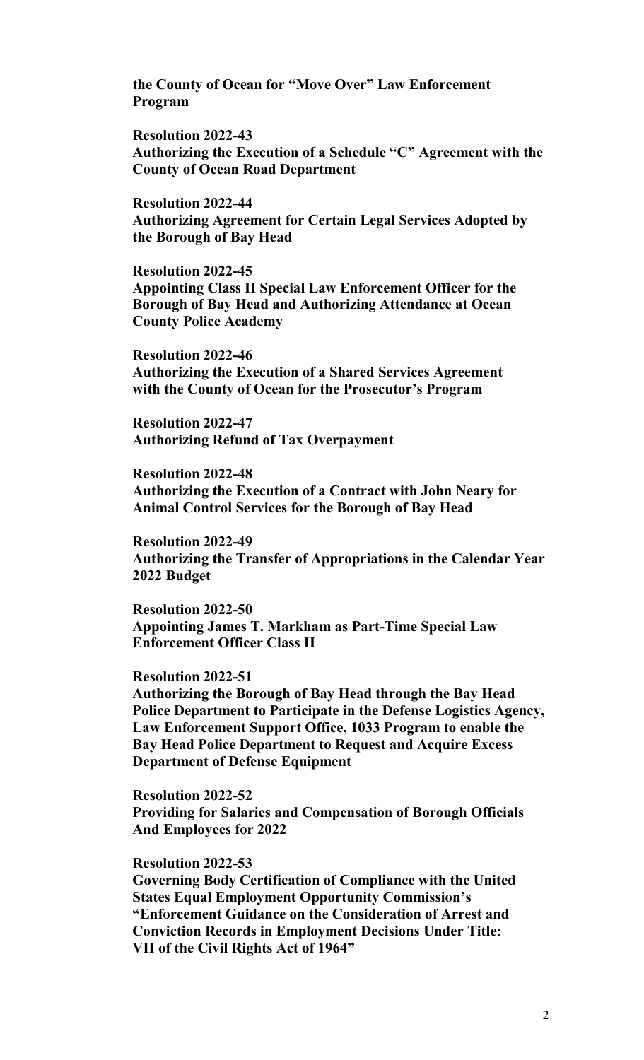**the County of Ocean for "Move Over" Law Enforcement Program**

**Resolution 2022-43**
**Authorizing the Execution of a Schedule "C" Agreement with the County of Ocean Road Department**

**Resolution 2022-44**
**Authorizing Agreement for Certain Legal Services Adopted by the Borough of Bay Head**

**Resolution 2022-45**
**Appointing Class II Special Law Enforcement Officer for the Borough of Bay Head and Authorizing Attendance at Ocean County Police Academy**

**Resolution 2022-46**
**Authorizing the Execution of a Shared Services Agreement with the County of Ocean for the Prosecutor's Program**

**Resolution 2022-47**
**Authorizing Refund of Tax Overpayment**

**Resolution 2022-48**
**Authorizing the Execution of a Contract with John Neary for Animal Control Services for the Borough of Bay Head**

**Resolution 2022-49**
**Authorizing the Transfer of Appropriations in the Calendar Year 2022 Budget**

**Resolution 2022-50**
**Appointing James T. Markham as Part-Time Special Law Enforcement Officer Class II**

**Resolution 2022-51**
**Authorizing the Borough of Bay Head through the Bay Head Police Department to Participate in the Defense Logistics Agency, Law Enforcement Support Office, 1033 Program to enable the Bay Head Police Department to Request and Acquire Excess Department of Defense Equipment**

**Resolution 2022-52**
**Providing for Salaries and Compensation of Borough Officials And Employees for 2022**

**Resolution 2022-53**
**Governing Body Certification of Compliance with the United States Equal Employment Opportunity Commission's "Enforcement Guidance on the Consideration of Arrest and Conviction Records in Employment Decisions Under Title: VII of the Civil Rights Act of 1964"**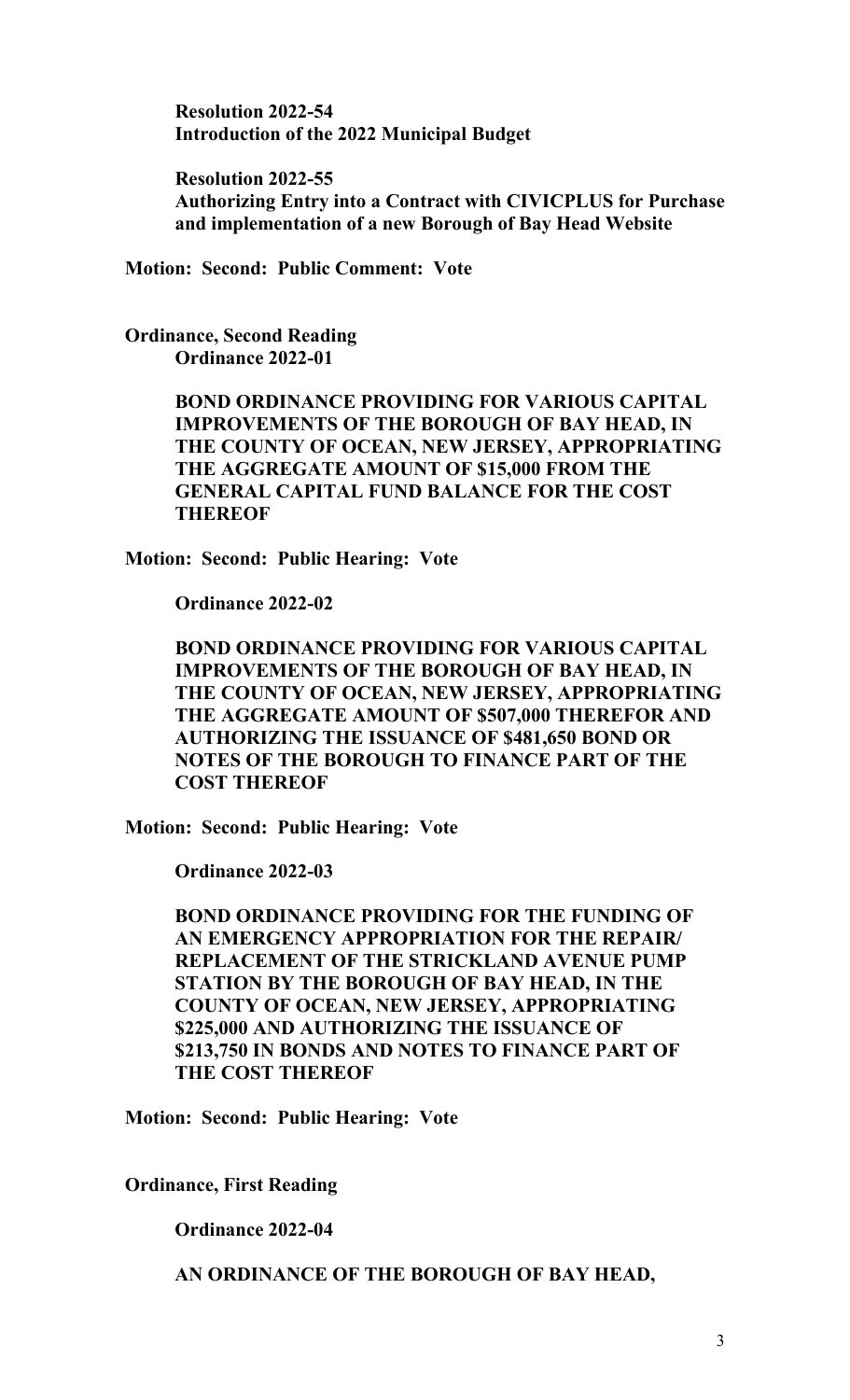**Resolution 2022-54**
**Introduction of the 2022 Municipal Budget**

**Resolution 2022-55**
**Authorizing Entry into a Contract with CIVICPLUS for Purchase and implementation of a new Borough of Bay Head Website**

**Motion: Second: Public Comment: Vote**

**Ordinance, Second Reading**
**Ordinance 2022-01**

**BOND ORDINANCE PROVIDING FOR VARIOUS CAPITAL IMPROVEMENTS OF THE BOROUGH OF BAY HEAD, IN THE COUNTY OF OCEAN, NEW JERSEY, APPROPRIATING THE AGGREGATE AMOUNT OF $15,000 FROM THE GENERAL CAPITAL FUND BALANCE FOR THE COST THEREOF**

**Motion: Second: Public Hearing: Vote**

**Ordinance 2022-02**

**BOND ORDINANCE PROVIDING FOR VARIOUS CAPITAL IMPROVEMENTS OF THE BOROUGH OF BAY HEAD, IN THE COUNTY OF OCEAN, NEW JERSEY, APPROPRIATING THE AGGREGATE AMOUNT OF $507,000 THEREFOR AND AUTHORIZING THE ISSUANCE OF $481,650 BOND OR NOTES OF THE BOROUGH TO FINANCE PART OF THE COST THEREOF**

**Motion: Second: Public Hearing: Vote**

**Ordinance 2022-03**

**BOND ORDINANCE PROVIDING FOR THE FUNDING OF AN EMERGENCY APPROPRIATION FOR THE REPAIR/ REPLACEMENT OF THE STRICKLAND AVENUE PUMP STATION BY THE BOROUGH OF BAY HEAD, IN THE COUNTY OF OCEAN, NEW JERSEY, APPROPRIATING $225,000 AND AUTHORIZING THE ISSUANCE OF $213,750 IN BONDS AND NOTES TO FINANCE PART OF THE COST THEREOF**

**Motion: Second: Public Hearing: Vote**

**Ordinance, First Reading**

**Ordinance 2022-04**

**AN ORDINANCE OF THE BOROUGH OF BAY HEAD,**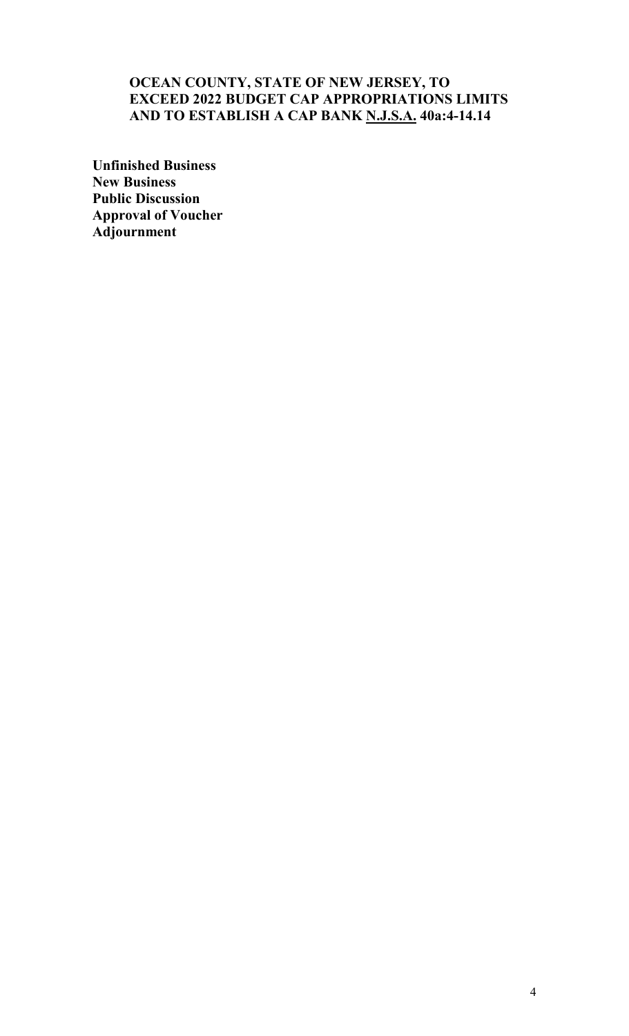**OCEAN COUNTY, STATE OF NEW JERSEY, TO EXCEED 2022 BUDGET CAP APPROPRIATIONS LIMITS AND TO ESTABLISH A CAP BANK N.J.S.A. 40a:4-14.14**

**Unfinished Business**
**New Business**
**Public Discussion**
**Approval of Voucher**
**Adjournment**